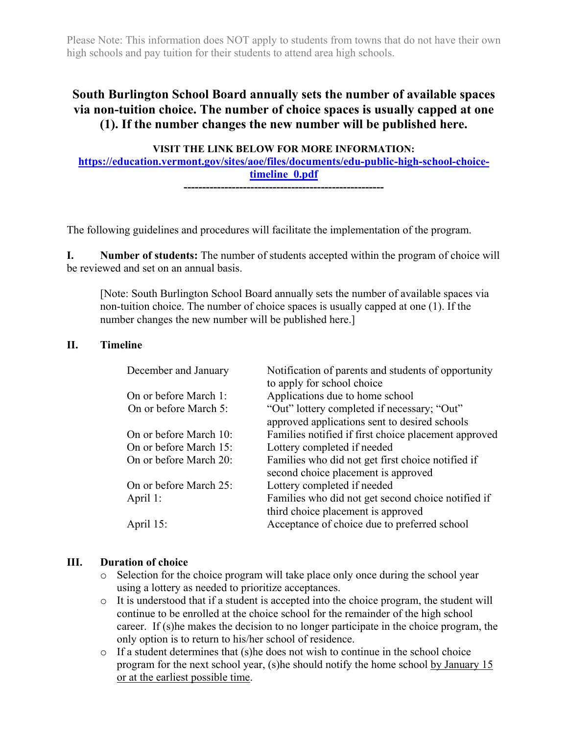Please Note: This information does NOT apply to students from towns that do not have their own high schools and pay tuition for their students to attend area high schools.

## South Burlington School Board annually sets the number of available spaces via non-tuition choice. The number of choice spaces is usually capped at one (1). If the number changes the new number will be published here.

**VISIT THE LINK BELOW FOR MORE INFORMATION:**
[https://education.vermont.gov/sites/aoe/files/documents/edu-public-high-school-choice-timeline_0.pdf](https://education.vermont.gov/sites/aoe/files/documents/edu-public-high-school-choice-timeline_0.pdf)

**-----------------------------------------------------**

The following guidelines and procedures will facilitate the implementation of the program.

**I. Number of students:** The number of students accepted within the program of choice will be reviewed and set on an annual basis.

> [Note: South Burlington School Board annually sets the number of available spaces via non-tuition choice. The number of choice spaces is usually capped at one (1). If the number changes the new number will be published here.]

**II. Timeline**

| | |
|---|---|
| December and January | Notification of parents and students of opportunity to apply for school choice |
| On or before March 1: | Applications due to home school |
| On or before March 5: | "Out" lottery completed if necessary; "Out" approved applications sent to desired schools |
| On or before March 10: | Families notified if first choice placement approved |
| On or before March 15: | Lottery completed if needed |
| On or before March 20: | Families who did not get first choice notified if second choice placement is approved |
| On or before March 25: | Lottery completed if needed |
| April 1: | Families who did not get second choice notified if third choice placement is approved |
| April 15: | Acceptance of choice due to preferred school |

**III. Duration of choice**

- Selection for the choice program will take place only once during the school year using a lottery as needed to prioritize acceptances.
- It is understood that if a student is accepted into the choice program, the student will continue to be enrolled at the choice school for the remainder of the high school career. If (s)he makes the decision to no longer participate in the choice program, the only option is to return to his/her school of residence.
- If a student determines that (s)he does not wish to continue in the school choice program for the next school year, (s)he should notify the home school by January 15 or at the earliest possible time.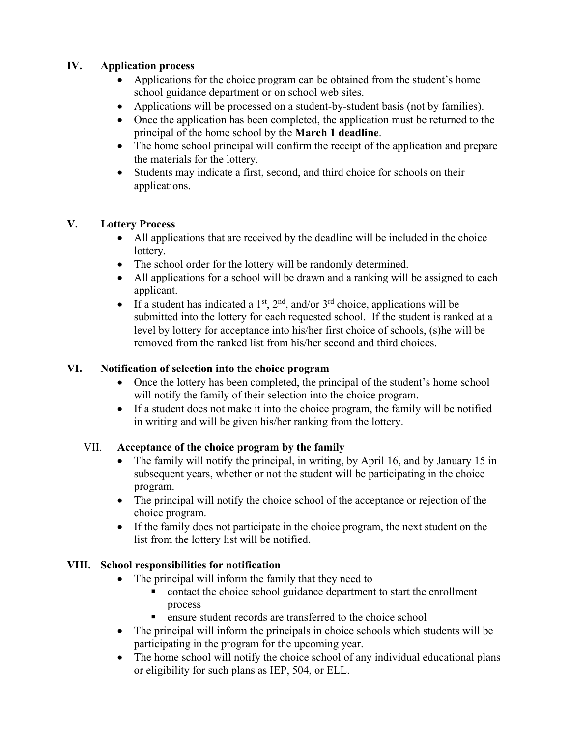## IV. Application process

- Applications for the choice program can be obtained from the student's home school guidance department or on school web sites.
- Applications will be processed on a student-by-student basis (not by families).
- Once the application has been completed, the application must be returned to the principal of the home school by the **March 1 deadline**.
- The home school principal will confirm the receipt of the application and prepare the materials for the lottery.
- Students may indicate a first, second, and third choice for schools on their applications.

## V. Lottery Process

- All applications that are received by the deadline will be included in the choice lottery.
- The school order for the lottery will be randomly determined.
- All applications for a school will be drawn and a ranking will be assigned to each applicant.
- If a student has indicated a 1st, 2nd, and/or 3rd choice, applications will be submitted into the lottery for each requested school. If the student is ranked at a level by lottery for acceptance into his/her first choice of schools, (s)he will be removed from the ranked list from his/her second and third choices.

## VI. Notification of selection into the choice program

- Once the lottery has been completed, the principal of the student's home school will notify the family of their selection into the choice program.
- If a student does not make it into the choice program, the family will be notified in writing and will be given his/her ranking from the lottery.

## VII. Acceptance of the choice program by the family

- The family will notify the principal, in writing, by April 16, and by January 15 in subsequent years, whether or not the student will be participating in the choice program.
- The principal will notify the choice school of the acceptance or rejection of the choice program.
- If the family does not participate in the choice program, the next student on the list from the lottery list will be notified.

## VIII. School responsibilities for notification

- The principal will inform the family that they need to
  - contact the choice school guidance department to start the enrollment process
  - ensure student records are transferred to the choice school
- The principal will inform the principals in choice schools which students will be participating in the program for the upcoming year.
- The home school will notify the choice school of any individual educational plans or eligibility for such plans as IEP, 504, or ELL.